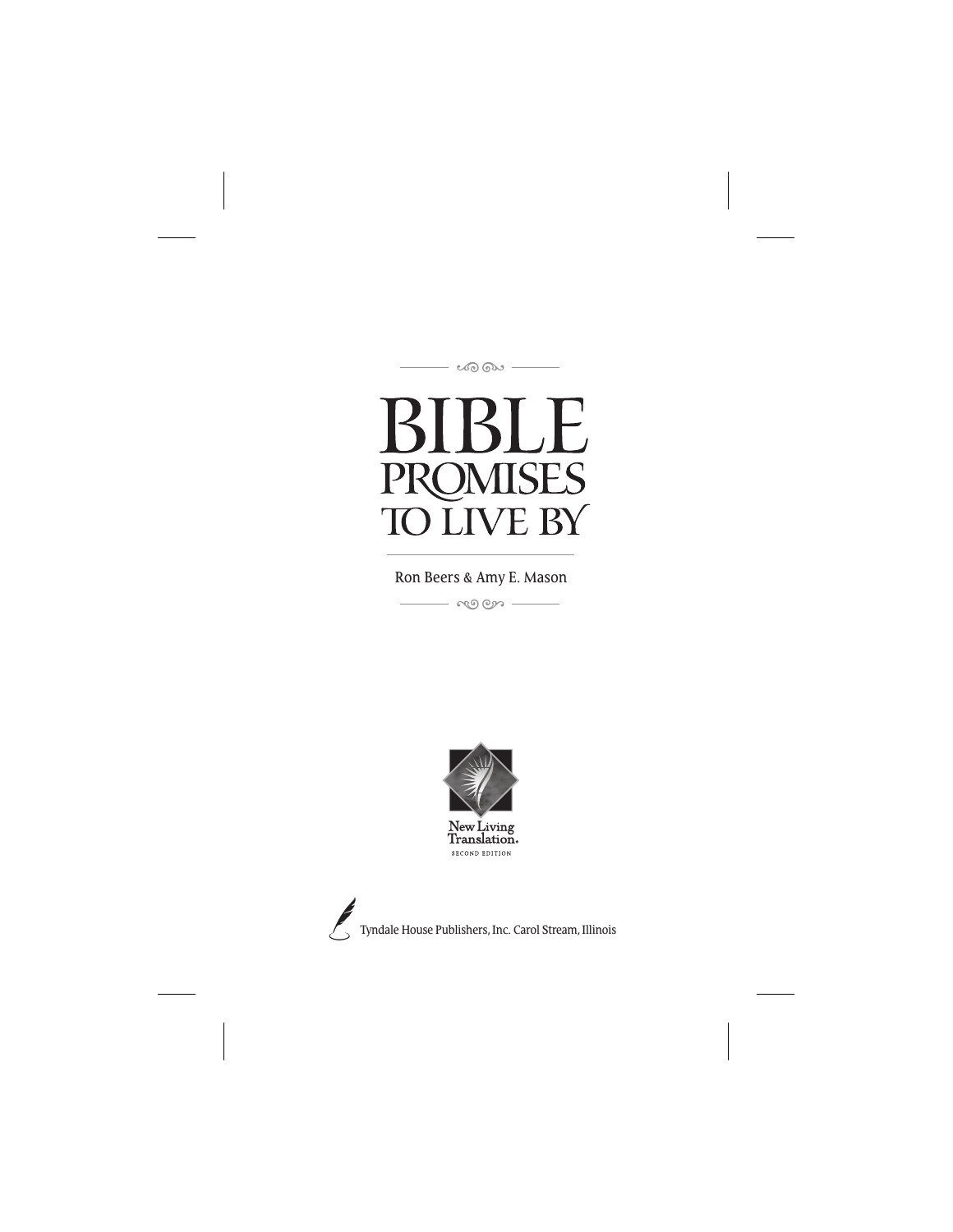# BIBLE PROMISES TO LIVE BY

Ron Beers & Amy E. Mason

New Living Translation.
SECOND EDITION

Tyndale House Publishers, Inc. Carol Stream, Illinois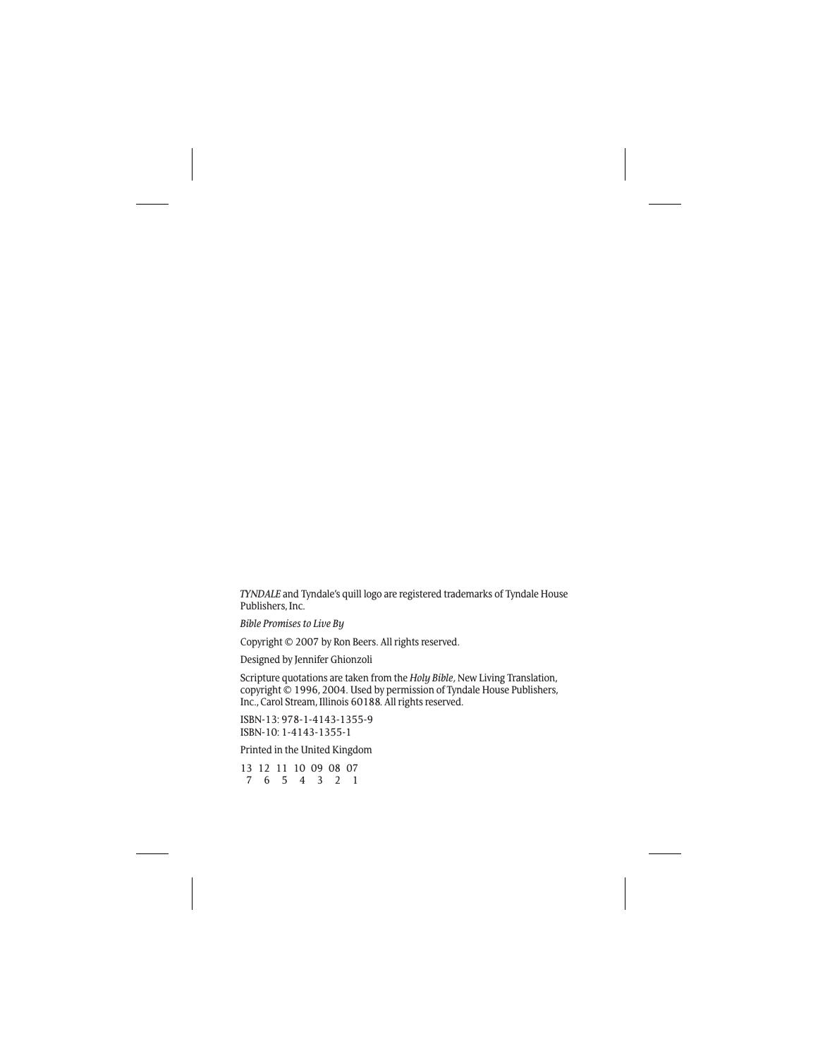*TYNDALE* and Tyndale's quill logo are registered trademarks of Tyndale House Publishers, Inc.

*Bible Promises to Live By*

Copyright © 2007 by Ron Beers. All rights reserved.

Designed by Jennifer Ghionzoli

Scripture quotations are taken from the *Holy Bible*, New Living Translation, copyright © 1996, 2004. Used by permission of Tyndale House Publishers, Inc., Carol Stream, Illinois 60188. All rights reserved.

ISBN-13: 978-1-4143-1355-9
ISBN-10: 1-4143-1355-1

Printed in the United Kingdom

13 12 11 10 09 08 07
7 6 5 4 3 2 1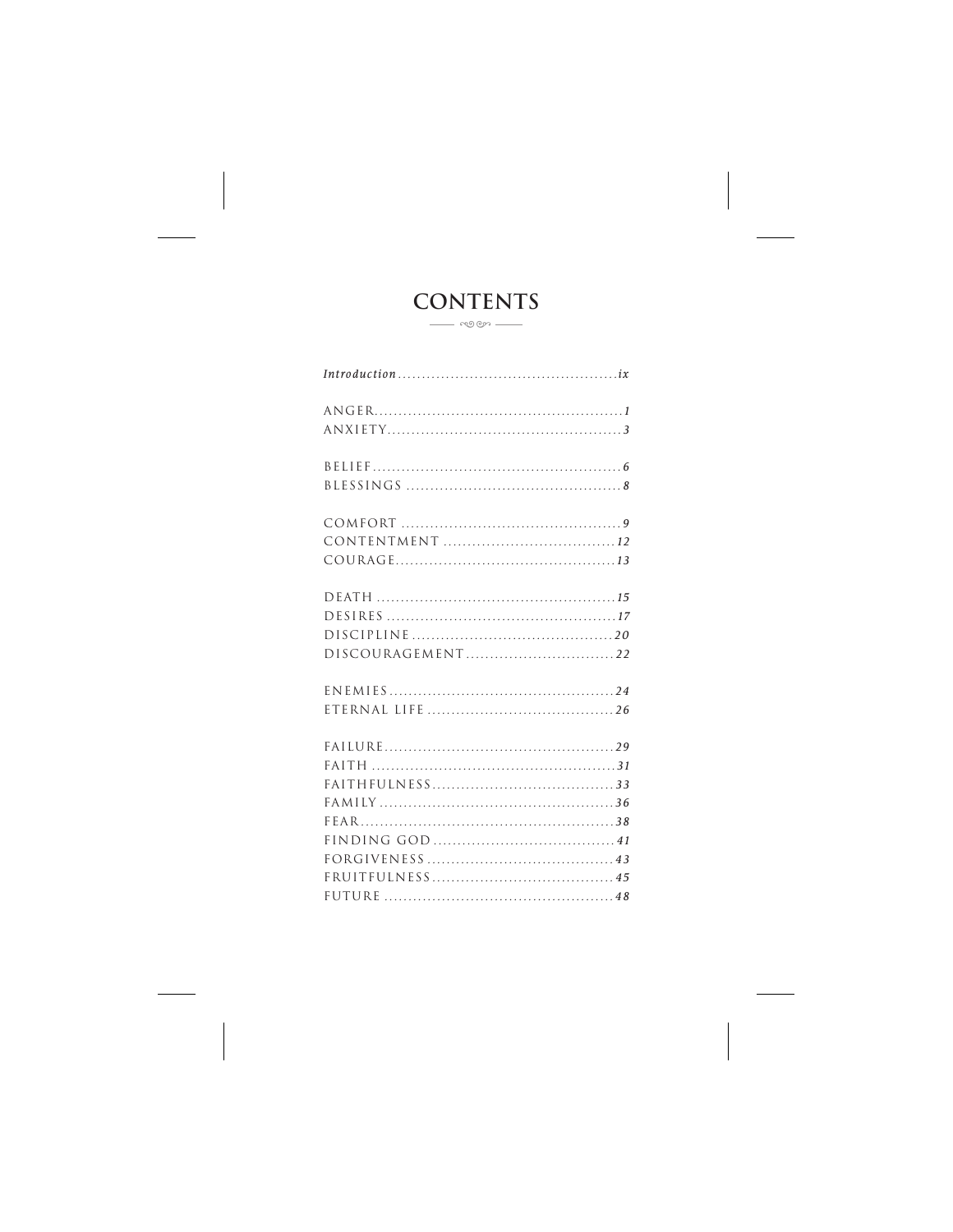# CONTENTS

*Introduction* .......... *ix*

ANGER .......... *1*
ANXIETY .......... *3*

BELIEF .......... *6*
BLESSINGS .......... *8*

COMFORT .......... *9*
CONTENTMENT .......... *12*
COURAGE .......... *13*

DEATH .......... *15*
DESIRES .......... *17*
DISCIPLINE .......... *20*
DISCOURAGEMENT .......... *22*

ENEMIES .......... *24*
ETERNAL LIFE .......... *26*

FAILURE .......... *29*
FAITH .......... *31*
FAITHFULNESS .......... *33*
FAMILY .......... *36*
FEAR .......... *38*
FINDING GOD .......... *41*
FORGIVENESS .......... *43*
FRUITFULNESS .......... *45*
FUTURE .......... *48*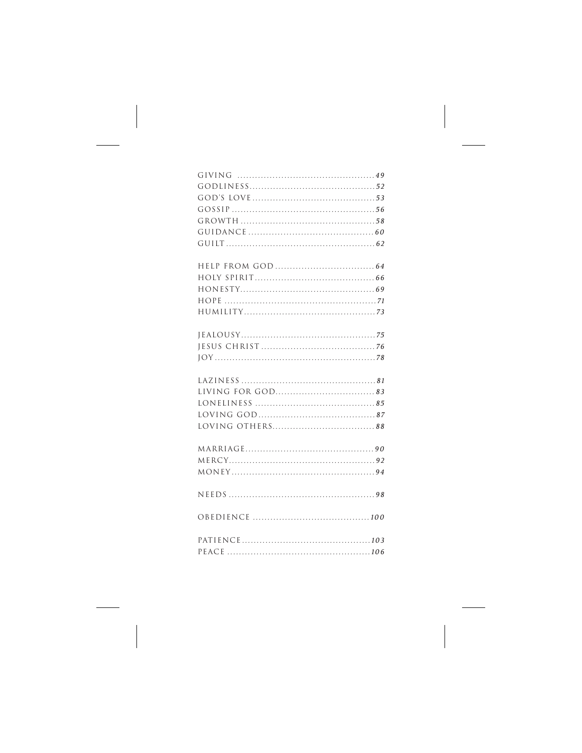GIVING .......... *49*
GODLINESS.......... *52*
GOD'S LOVE.......... *53*
GOSSIP.......... *56*
GROWTH.......... *58*
GUIDANCE.......... *60*
GUILT.......... *62*

HELP FROM GOD.......... *64*
HOLY SPIRIT.......... *66*
HONESTY.......... *69*
HOPE.......... *71*
HUMILITY.......... *73*

JEALOUSY.......... *75*
JESUS CHRIST.......... *76*
JOY.......... *78*

LAZINESS.......... *81*
LIVING FOR GOD.......... *83*
LONELINESS.......... *85*
LOVING GOD.......... *87*
LOVING OTHERS.......... *88*

MARRIAGE.......... *90*
MERCY.......... *92*
MONEY.......... *94*

NEEDS.......... *98*

OBEDIENCE.......... *100*

PATIENCE.......... *103*
PEACE.......... *106*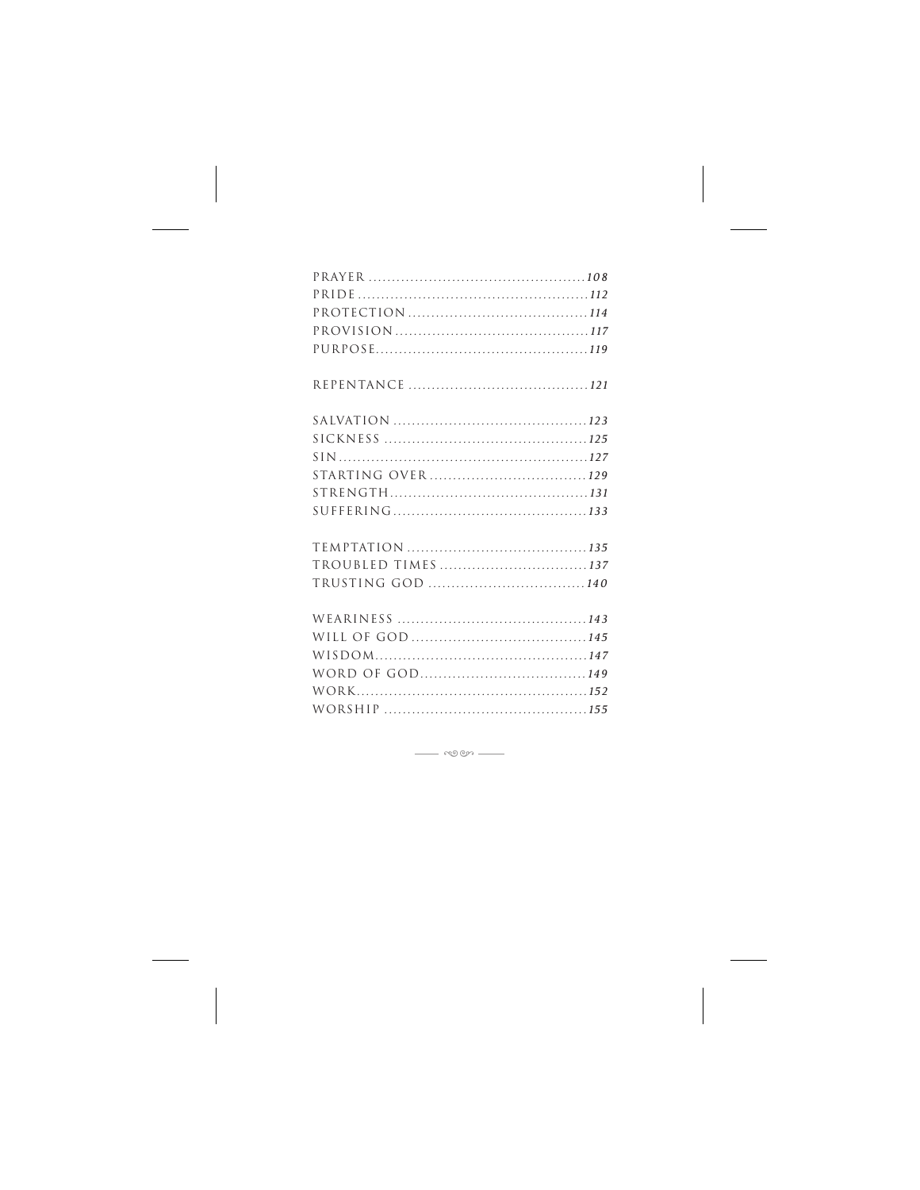PRAYER ............................................ *108*
PRIDE ................................................ *112*
PROTECTION ..................................... *114*
PROVISION ........................................ *117*
PURPOSE............................................ *119*

REPENTANCE ..................................... *121*

SALVATION ........................................ *123*
SICKNESS .......................................... *125*
SIN.................................................... *127*
STARTING OVER ................................. *129*
STRENGTH......................................... *131*
SUFFERING........................................ *133*

TEMPTATION ..................................... *135*
TROUBLED TIMES ............................... *137*
TRUSTING GOD ................................. *140*

WEARINESS ....................................... *143*
WILL OF GOD .................................... *145*
WISDOM............................................ *147*
WORD OF GOD.................................. *149*
WORK................................................ *152*
WORSHIP .......................................... *155*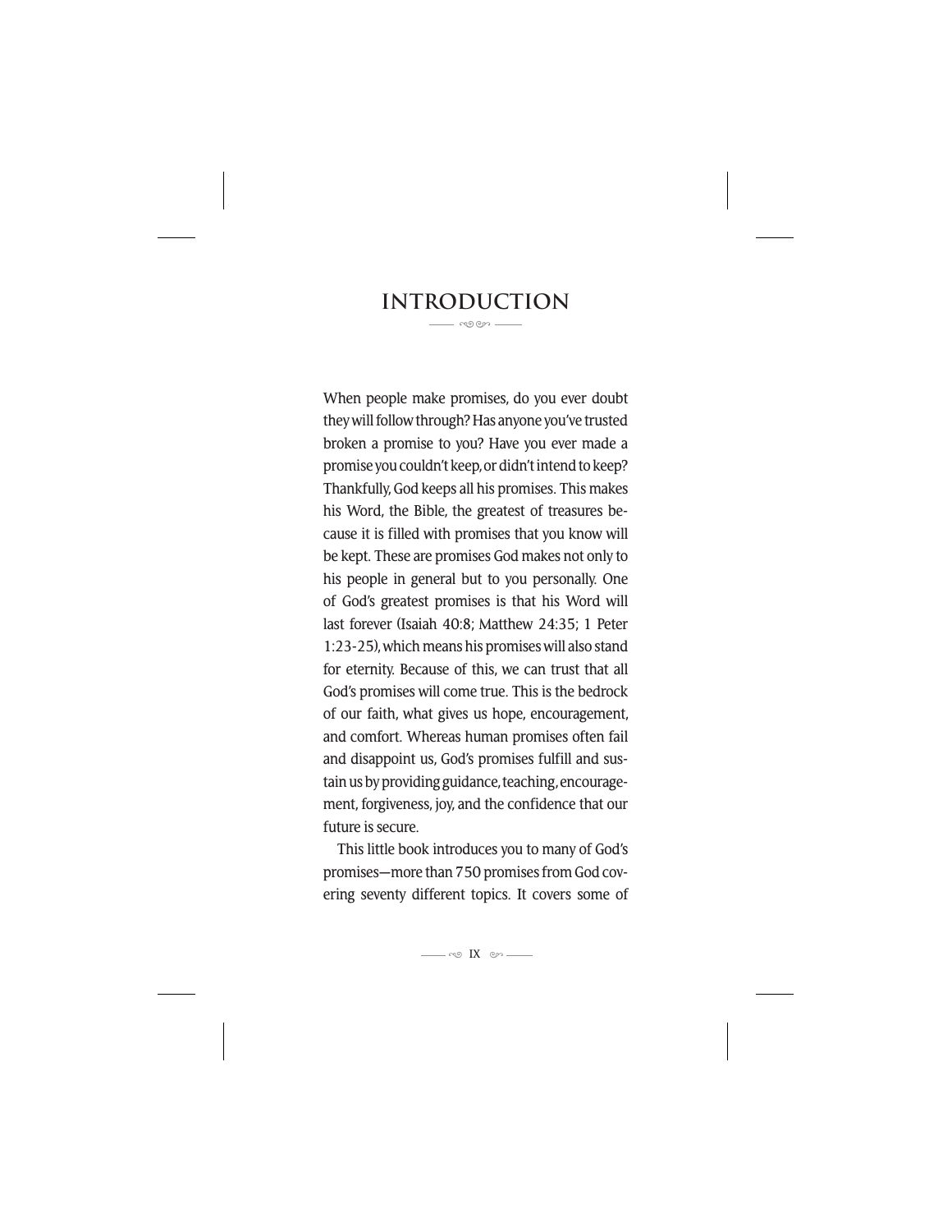# INTRODUCTION

When people make promises, do you ever doubt they will follow through? Has anyone you've trusted broken a promise to you? Have you ever made a promise you couldn't keep, or didn't intend to keep? Thankfully, God keeps all his promises. This makes his Word, the Bible, the greatest of treasures because it is filled with promises that you know will be kept. These are promises God makes not only to his people in general but to you personally. One of God's greatest promises is that his Word will last forever (Isaiah 40:8; Matthew 24:35; 1 Peter 1:23-25), which means his promises will also stand for eternity. Because of this, we can trust that all God's promises will come true. This is the bedrock of our faith, what gives us hope, encouragement, and comfort. Whereas human promises often fail and disappoint us, God's promises fulfill and sustain us by providing guidance, teaching, encouragement, forgiveness, joy, and the confidence that our future is secure.

This little book introduces you to many of God's promises—more than 750 promises from God covering seventy different topics. It covers some of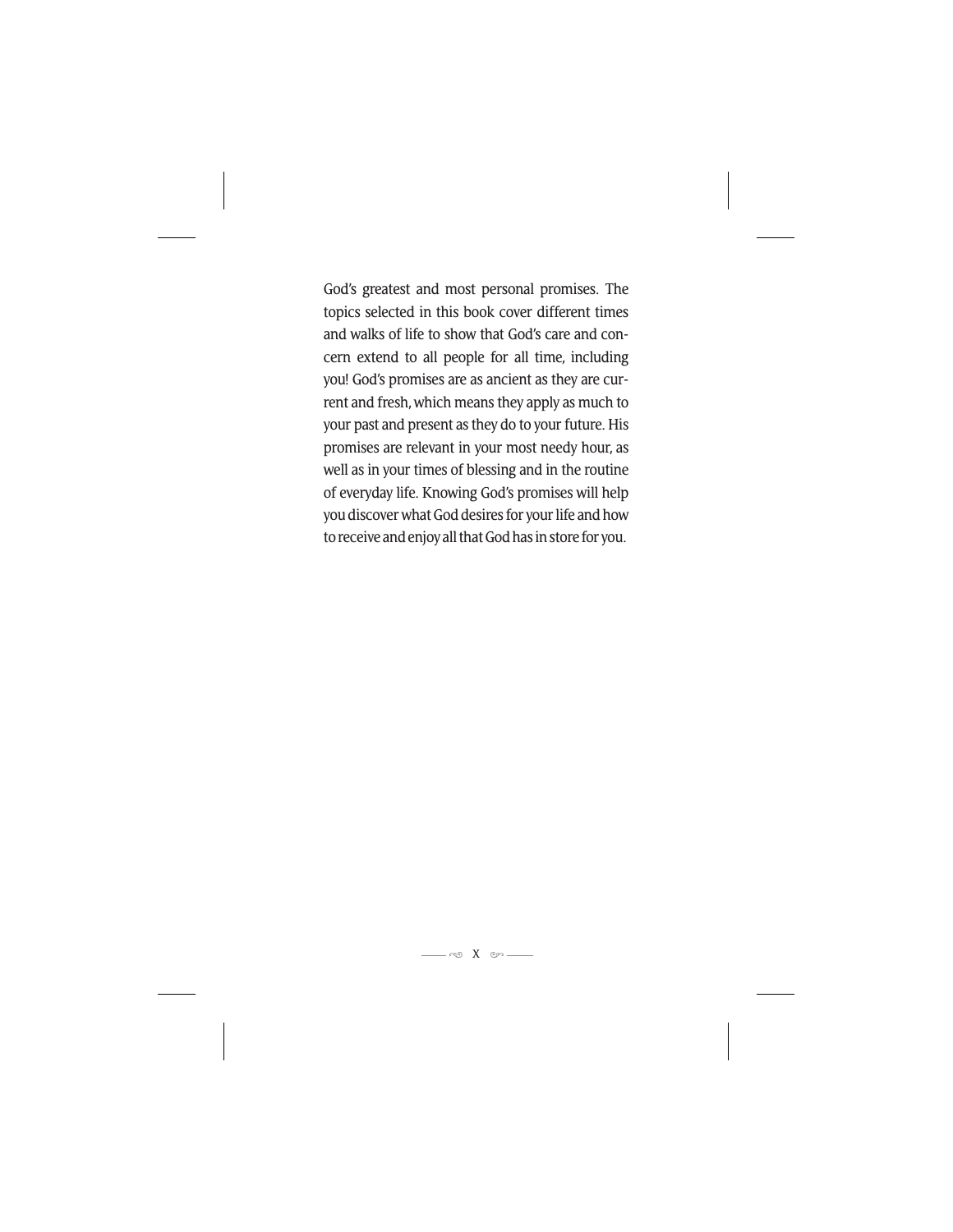God's greatest and most personal promises. The topics selected in this book cover different times and walks of life to show that God's care and concern extend to all people for all time, including you! God's promises are as ancient as they are current and fresh, which means they apply as much to your past and present as they do to your future. His promises are relevant in your most needy hour, as well as in your times of blessing and in the routine of everyday life. Knowing God's promises will help you discover what God desires for your life and how to receive and enjoy all that God has in store for you.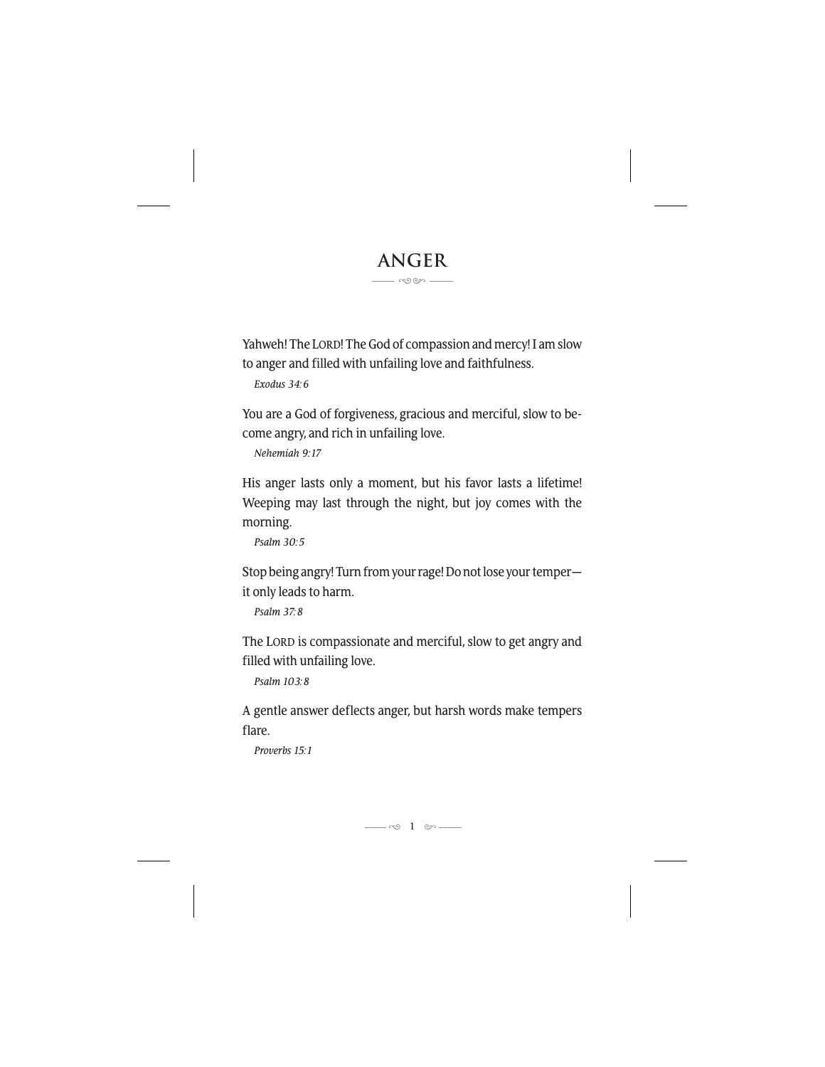# ANGER

Yahweh! The LORD! The God of compassion and mercy! I am slow to anger and filled with unfailing love and faithfulness.

*Exodus 34:6*

You are a God of forgiveness, gracious and merciful, slow to become angry, and rich in unfailing love.

*Nehemiah 9:17*

His anger lasts only a moment, but his favor lasts a lifetime! Weeping may last through the night, but joy comes with the morning.

*Psalm 30:5*

Stop being angry! Turn from your rage! Do not lose your temper—it only leads to harm.

*Psalm 37:8*

The LORD is compassionate and merciful, slow to get angry and filled with unfailing love.

*Psalm 103:8*

A gentle answer deflects anger, but harsh words make tempers flare.

*Proverbs 15:1*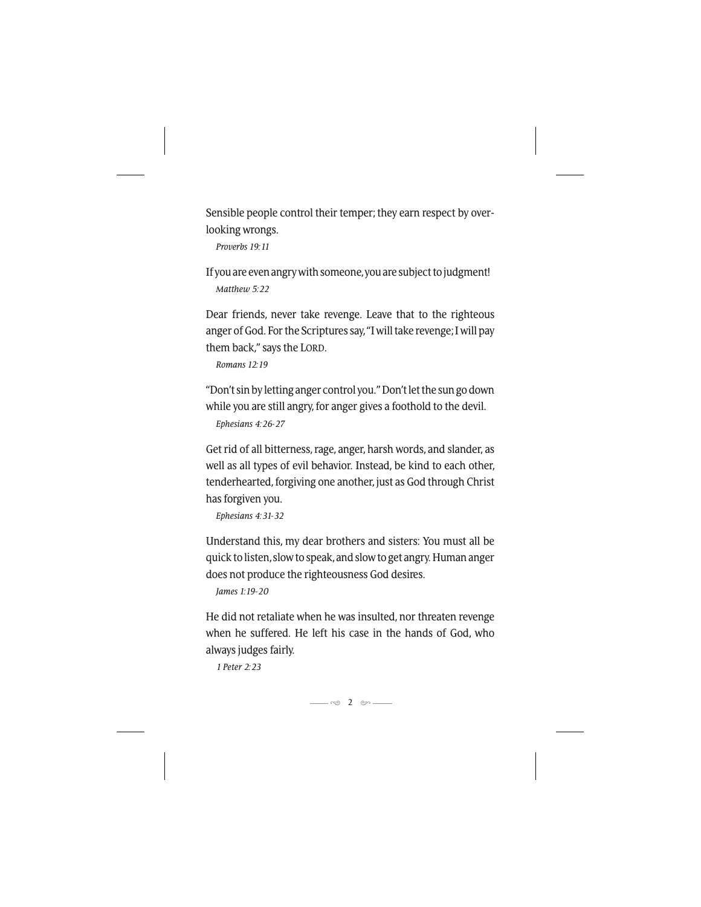Sensible people control their temper; they earn respect by overlooking wrongs.

*Proverbs 19:11*

If you are even angry with someone, you are subject to judgment!

*Matthew 5:22*

Dear friends, never take revenge. Leave that to the righteous anger of God. For the Scriptures say, "I will take revenge; I will pay them back," says the LORD.

*Romans 12:19*

"Don't sin by letting anger control you." Don't let the sun go down while you are still angry, for anger gives a foothold to the devil.

*Ephesians 4:26-27*

Get rid of all bitterness, rage, anger, harsh words, and slander, as well as all types of evil behavior. Instead, be kind to each other, tenderhearted, forgiving one another, just as God through Christ has forgiven you.

*Ephesians 4:31-32*

Understand this, my dear brothers and sisters: You must all be quick to listen, slow to speak, and slow to get angry. Human anger does not produce the righteousness God desires.

*James 1:19-20*

He did not retaliate when he was insulted, nor threaten revenge when he suffered. He left his case in the hands of God, who always judges fairly.

*1 Peter 2:23*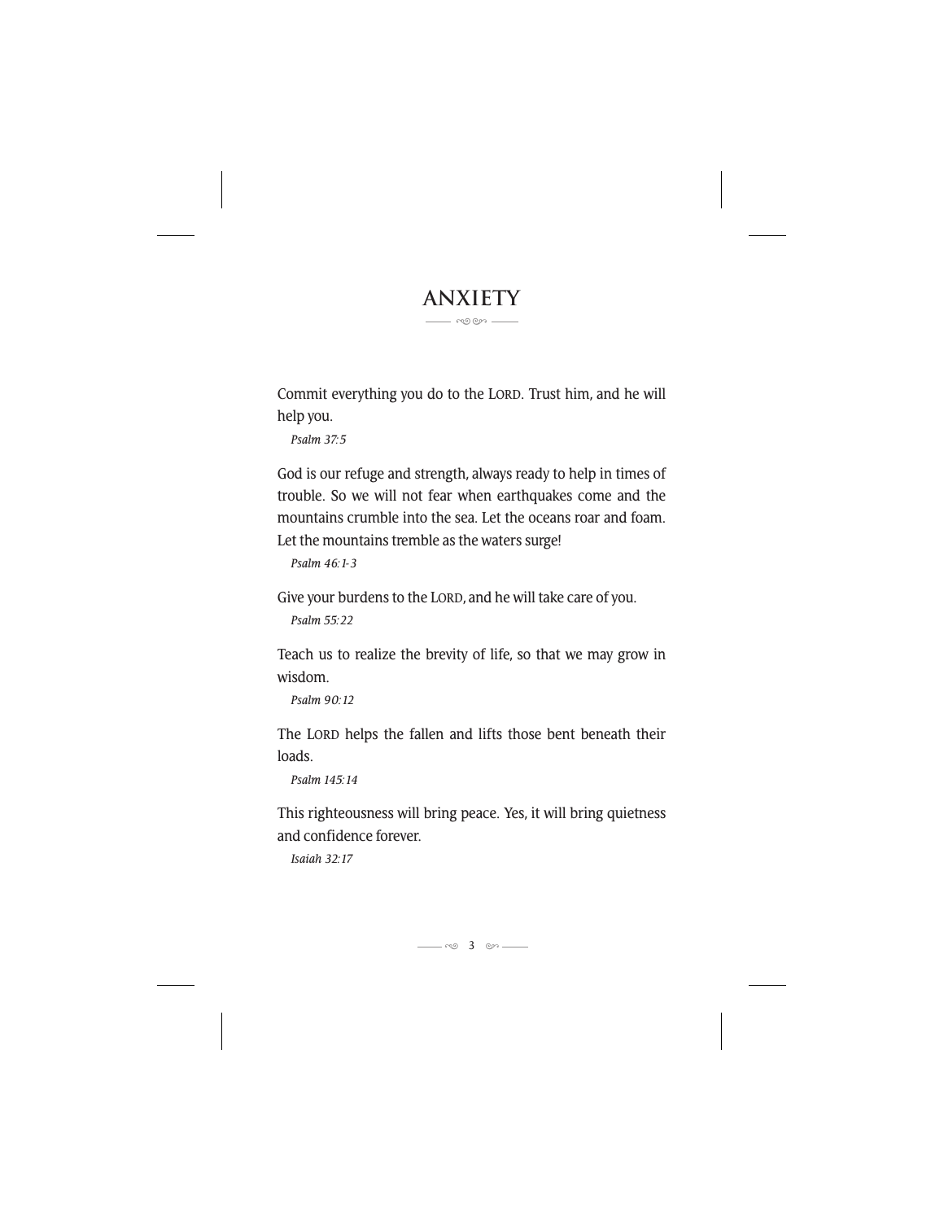# ANXIETY

Commit everything you do to the LORD. Trust him, and he will help you.

*Psalm 37:5*

God is our refuge and strength, always ready to help in times of trouble. So we will not fear when earthquakes come and the mountains crumble into the sea. Let the oceans roar and foam. Let the mountains tremble as the waters surge!

*Psalm 46:1-3*

Give your burdens to the LORD, and he will take care of you.

*Psalm 55:22*

Teach us to realize the brevity of life, so that we may grow in wisdom.

*Psalm 90:12*

The LORD helps the fallen and lifts those bent beneath their loads.

*Psalm 145:14*

This righteousness will bring peace. Yes, it will bring quietness and confidence forever.

*Isaiah 32:17*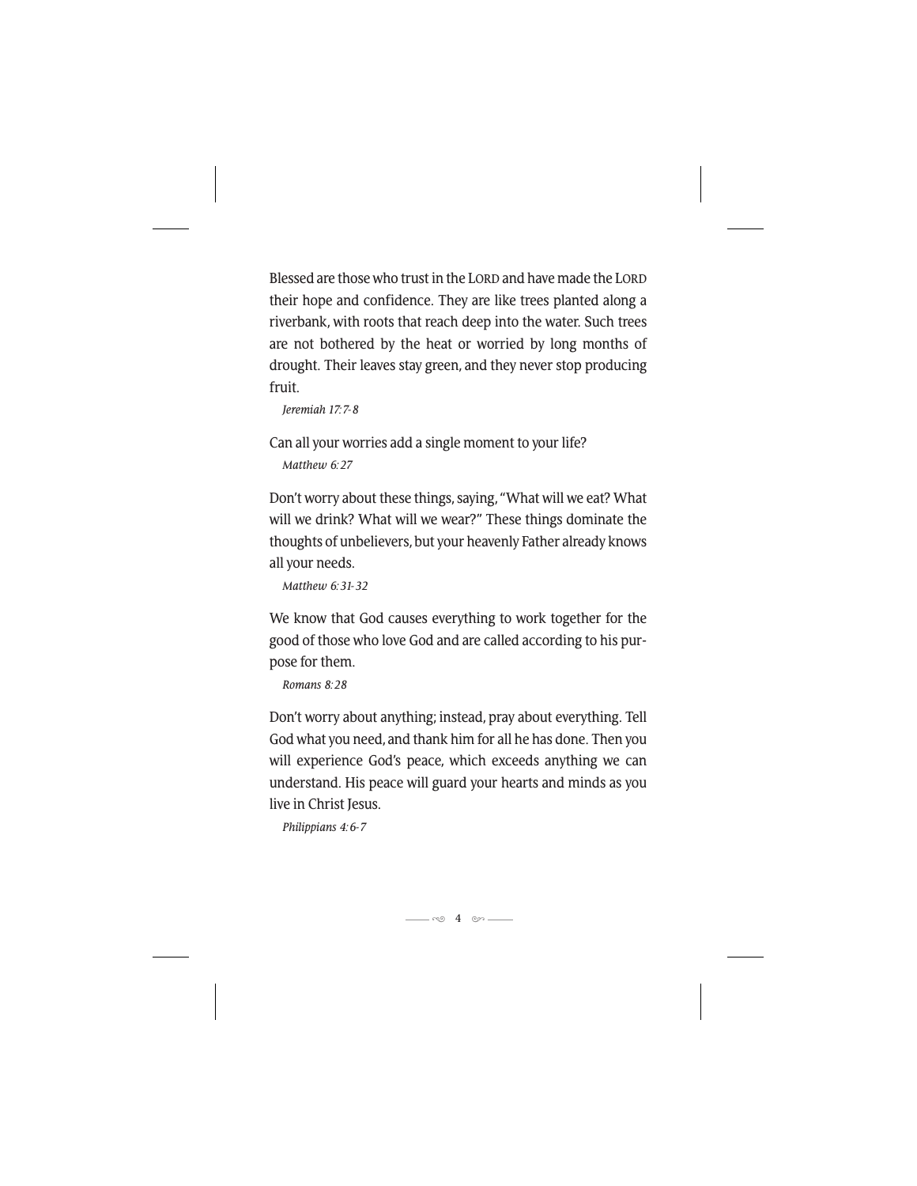Blessed are those who trust in the LORD and have made the LORD their hope and confidence. They are like trees planted along a riverbank, with roots that reach deep into the water. Such trees are not bothered by the heat or worried by long months of drought. Their leaves stay green, and they never stop producing fruit.

*Jeremiah 17:7-8*

Can all your worries add a single moment to your life?

*Matthew 6:27*

Don't worry about these things, saying, "What will we eat? What will we drink? What will we wear?" These things dominate the thoughts of unbelievers, but your heavenly Father already knows all your needs.

*Matthew 6:31-32*

We know that God causes everything to work together for the good of those who love God and are called according to his purpose for them.

*Romans 8:28*

Don't worry about anything; instead, pray about everything. Tell God what you need, and thank him for all he has done. Then you will experience God's peace, which exceeds anything we can understand. His peace will guard your hearts and minds as you live in Christ Jesus.

*Philippians 4:6-7*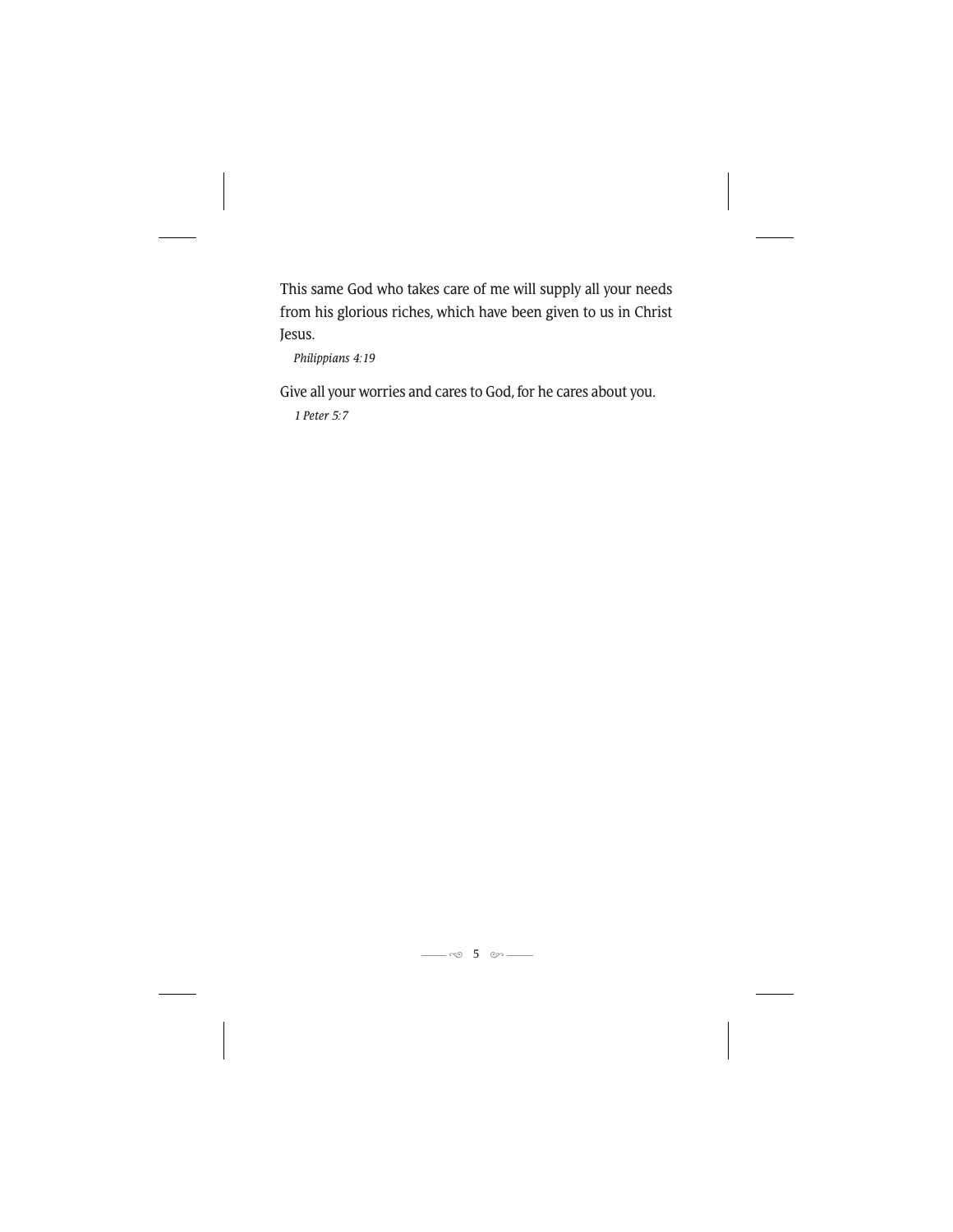This same God who takes care of me will supply all your needs from his glorious riches, which have been given to us in Christ Jesus.

*Philippians 4:19*

Give all your worries and cares to God, for he cares about you.

*1 Peter 5:7*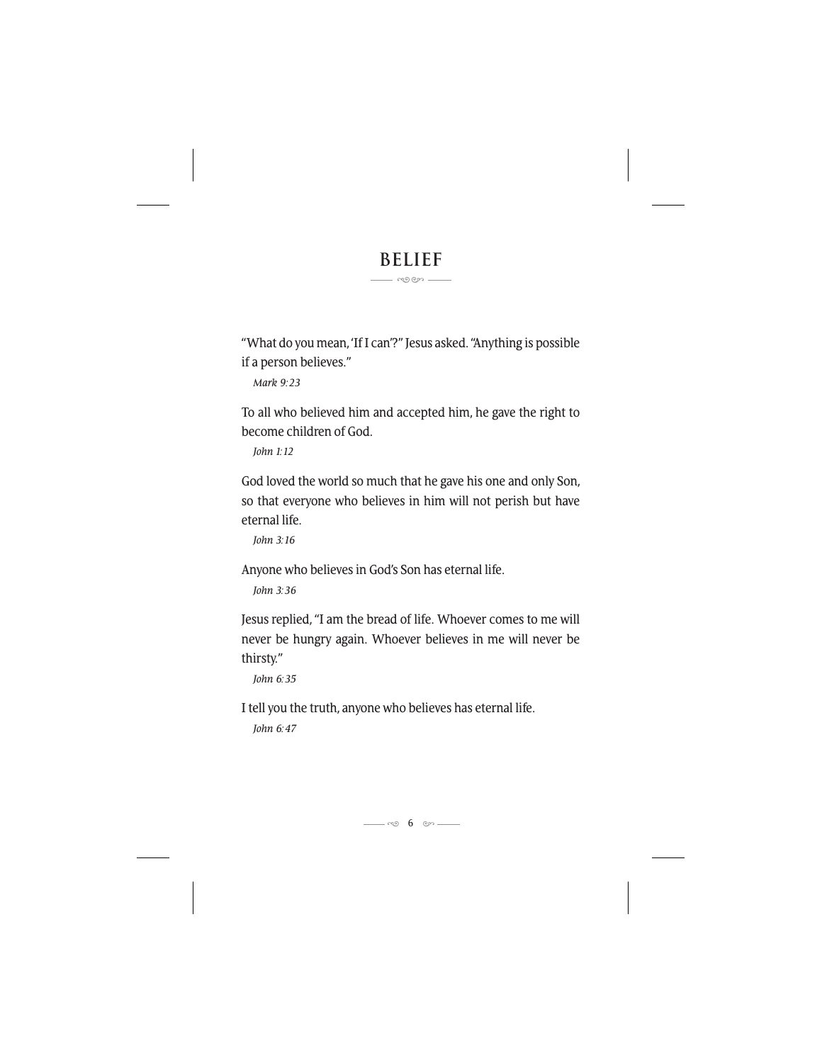## BELIEF

"What do you mean, 'If I can'?" Jesus asked. "Anything is possible if a person believes."

*Mark 9:23*

To all who believed him and accepted him, he gave the right to become children of God.

*John 1:12*

God loved the world so much that he gave his one and only Son, so that everyone who believes in him will not perish but have eternal life.

*John 3:16*

Anyone who believes in God's Son has eternal life.

*John 3:36*

Jesus replied, "I am the bread of life. Whoever comes to me will never be hungry again. Whoever believes in me will never be thirsty."

*John 6:35*

I tell you the truth, anyone who believes has eternal life.

*John 6:47*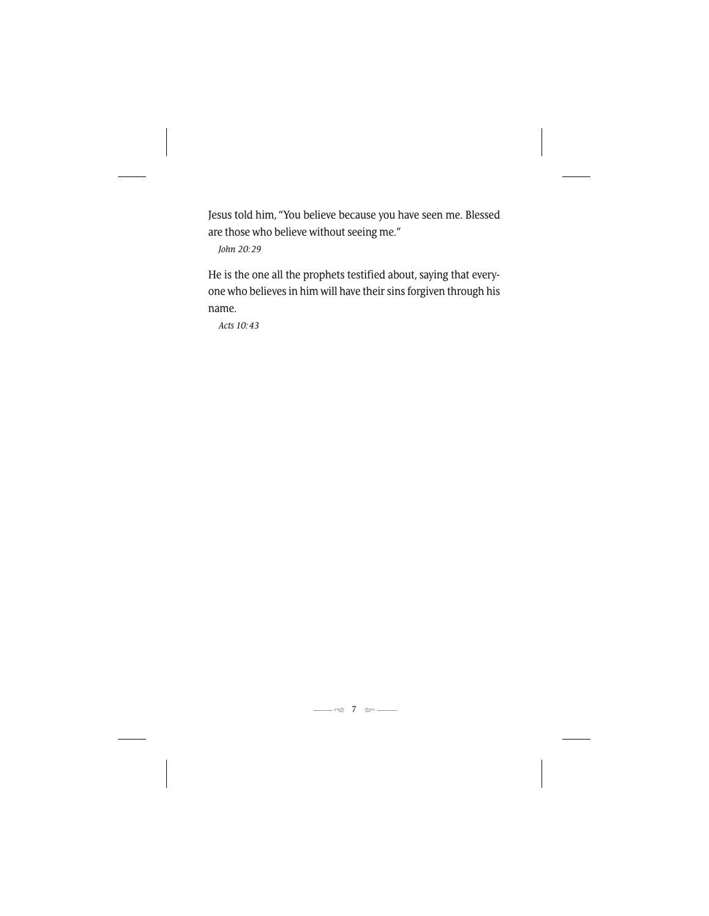Jesus told him, “You believe because you have seen me. Blessed are those who believe without seeing me.”

*John 20:29*

He is the one all the prophets testified about, saying that everyone who believes in him will have their sins forgiven through his name.

*Acts 10:43*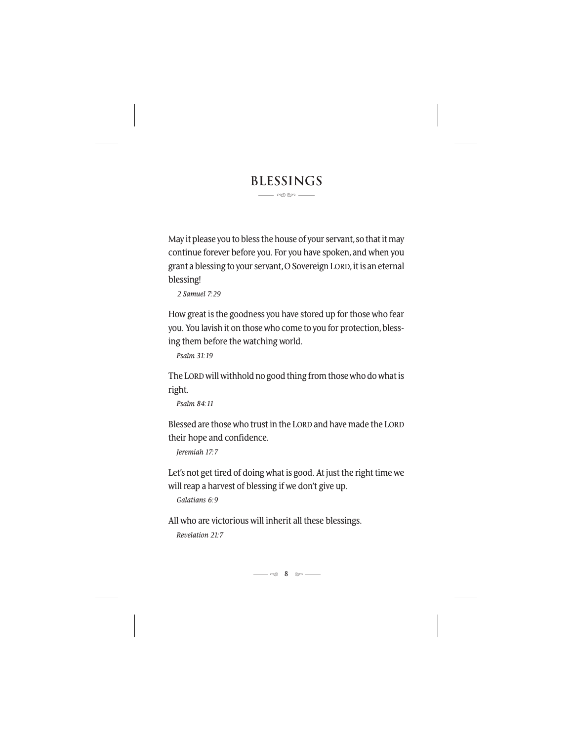# BLESSINGS

May it please you to bless the house of your servant, so that it may continue forever before you. For you have spoken, and when you grant a blessing to your servant, O Sovereign LORD, it is an eternal blessing!

*2 Samuel 7:29*

How great is the goodness you have stored up for those who fear you. You lavish it on those who come to you for protection, blessing them before the watching world.

*Psalm 31:19*

The LORD will withhold no good thing from those who do what is right.

*Psalm 84:11*

Blessed are those who trust in the LORD and have made the LORD their hope and confidence.

*Jeremiah 17:7*

Let's not get tired of doing what is good. At just the right time we will reap a harvest of blessing if we don't give up.

*Galatians 6:9*

All who are victorious will inherit all these blessings.

*Revelation 21:7*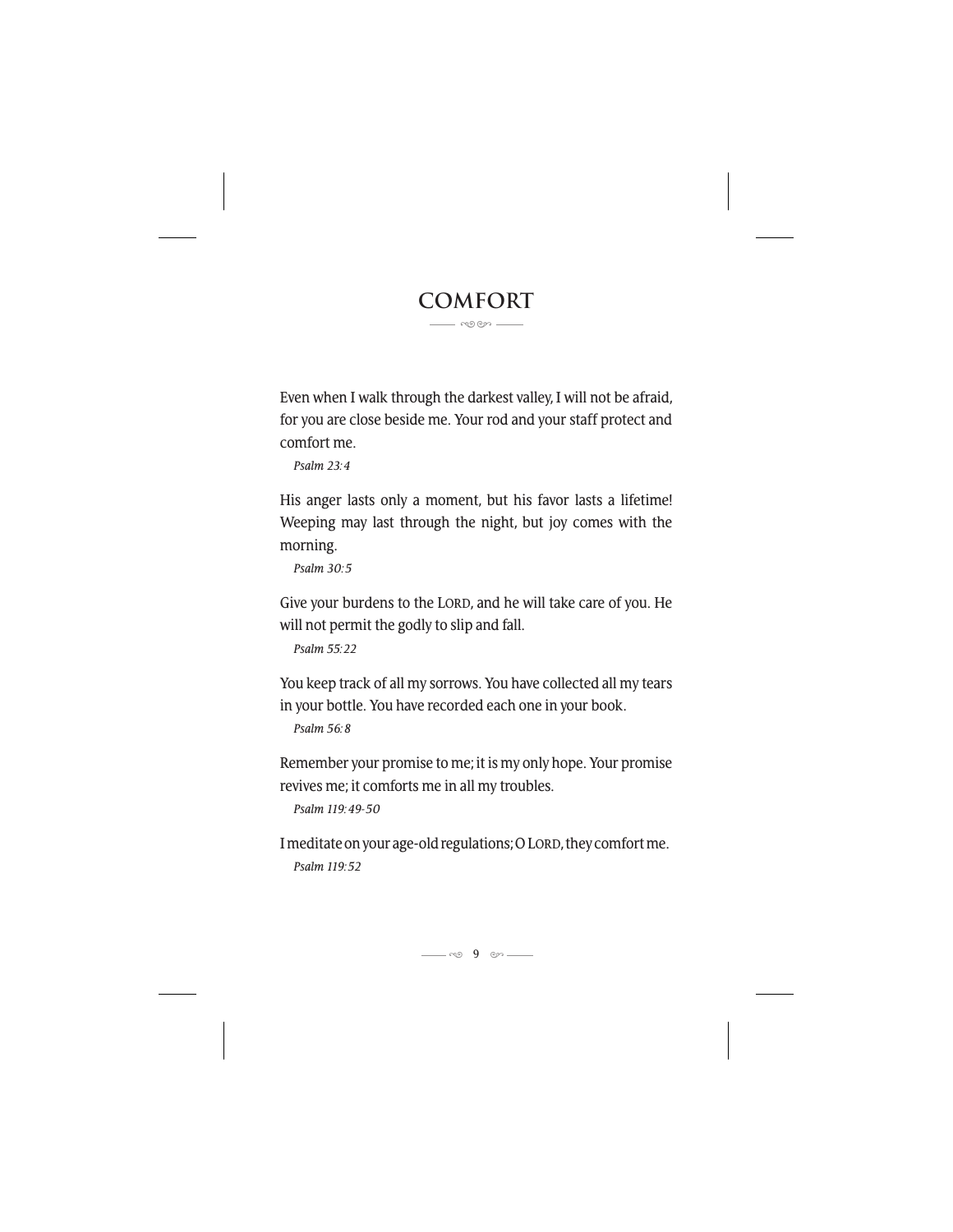# COMFORT

Even when I walk through the darkest valley, I will not be afraid, for you are close beside me. Your rod and your staff protect and comfort me.

*Psalm 23:4*

His anger lasts only a moment, but his favor lasts a lifetime! Weeping may last through the night, but joy comes with the morning.

*Psalm 30:5*

Give your burdens to the LORD, and he will take care of you. He will not permit the godly to slip and fall.

*Psalm 55:22*

You keep track of all my sorrows. You have collected all my tears in your bottle. You have recorded each one in your book.

*Psalm 56:8*

Remember your promise to me; it is my only hope. Your promise revives me; it comforts me in all my troubles.

*Psalm 119:49-50*

I meditate on your age-old regulations; O LORD, they comfort me.

*Psalm 119:52*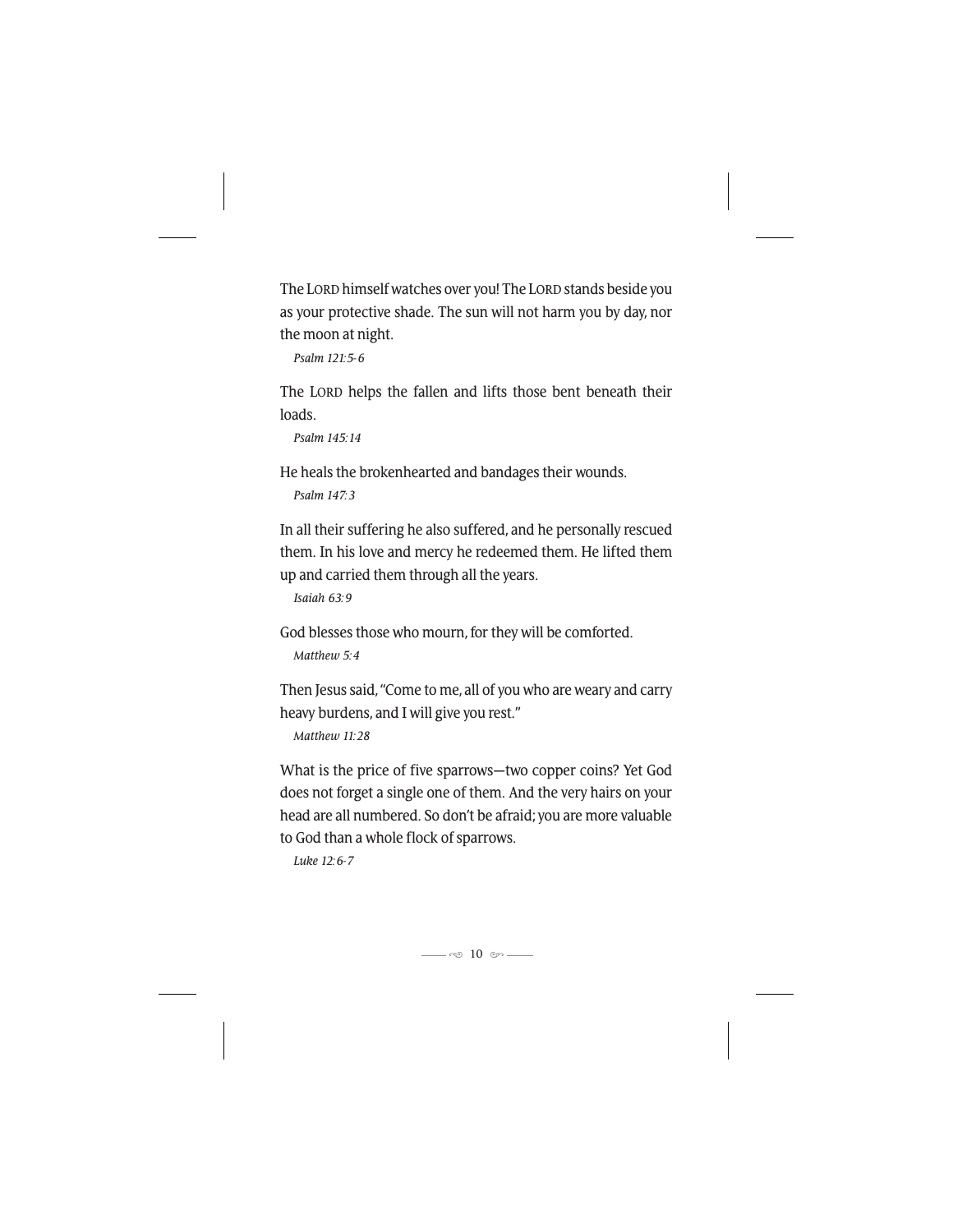The LORD himself watches over you! The LORD stands beside you as your protective shade. The sun will not harm you by day, nor the moon at night.

*Psalm 121:5-6*

The LORD helps the fallen and lifts those bent beneath their loads.

*Psalm 145:14*

He heals the brokenhearted and bandages their wounds.

*Psalm 147:3*

In all their suffering he also suffered, and he personally rescued them. In his love and mercy he redeemed them. He lifted them up and carried them through all the years.

*Isaiah 63:9*

God blesses those who mourn, for they will be comforted.

*Matthew 5:4*

Then Jesus said, "Come to me, all of you who are weary and carry heavy burdens, and I will give you rest."

*Matthew 11:28*

What is the price of five sparrows—two copper coins? Yet God does not forget a single one of them. And the very hairs on your head are all numbered. So don't be afraid; you are more valuable to God than a whole flock of sparrows.

*Luke 12:6-7*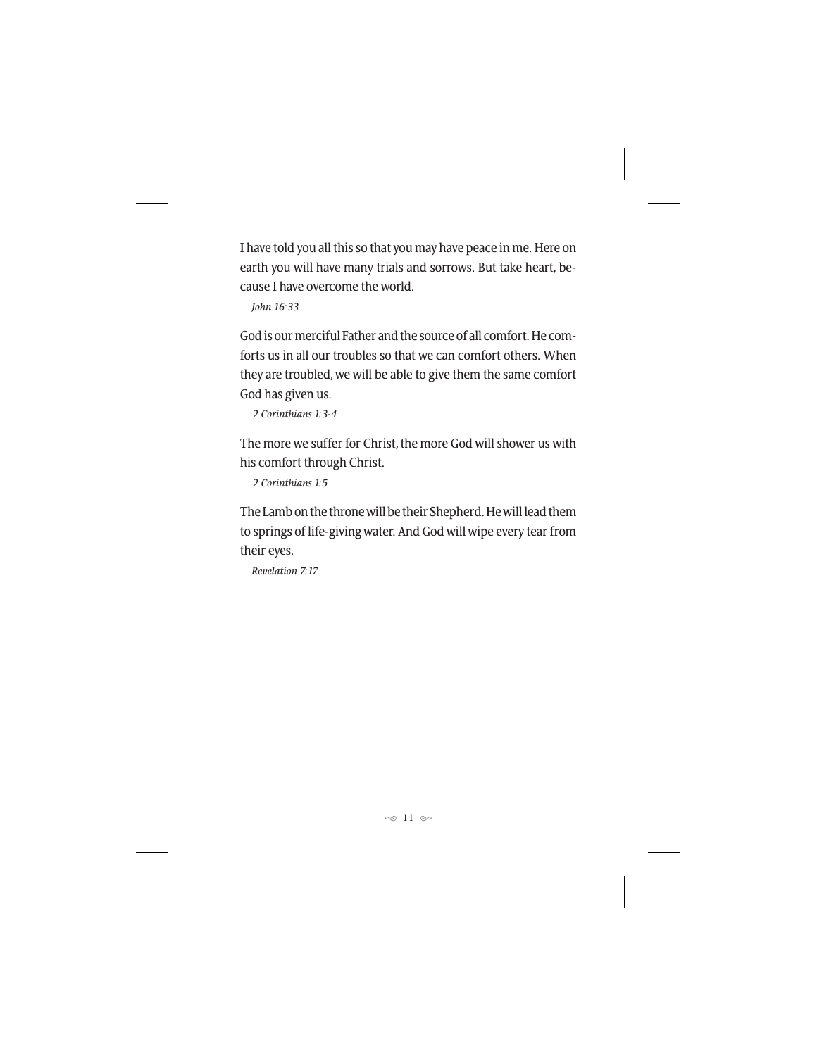I have told you all this so that you may have peace in me. Here on earth you will have many trials and sorrows. But take heart, because I have overcome the world.

*John 16:33*

God is our merciful Father and the source of all comfort. He comforts us in all our troubles so that we can comfort others. When they are troubled, we will be able to give them the same comfort God has given us.

*2 Corinthians 1:3-4*

The more we suffer for Christ, the more God will shower us with his comfort through Christ.

*2 Corinthians 1:5*

The Lamb on the throne will be their Shepherd. He will lead them to springs of life-giving water. And God will wipe every tear from their eyes.

*Revelation 7:17*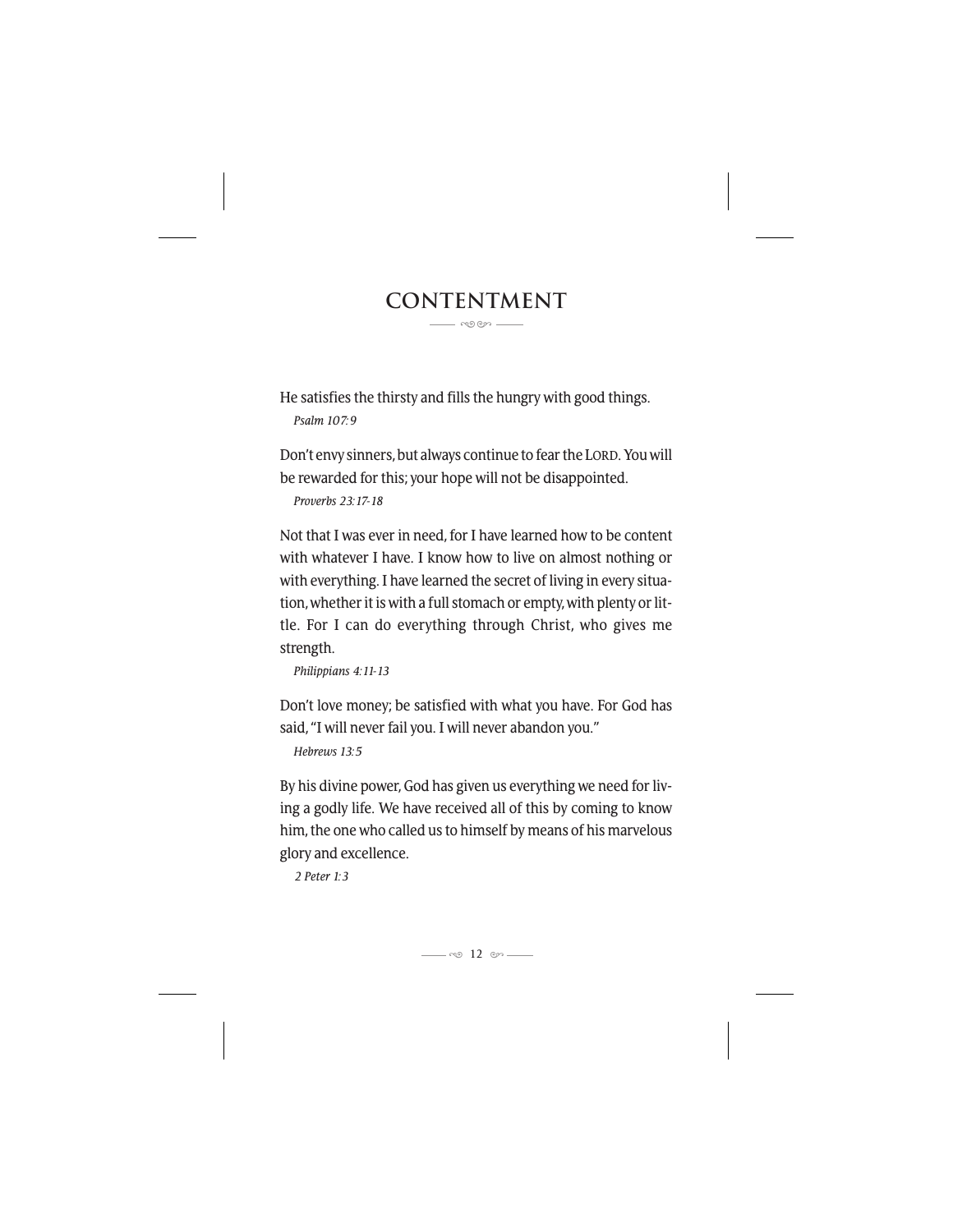# CONTENTMENT

He satisfies the thirsty and fills the hungry with good things.

*Psalm 107:9*

Don't envy sinners, but always continue to fear the LORD. You will be rewarded for this; your hope will not be disappointed.

*Proverbs 23:17-18*

Not that I was ever in need, for I have learned how to be content with whatever I have. I know how to live on almost nothing or with everything. I have learned the secret of living in every situation, whether it is with a full stomach or empty, with plenty or little. For I can do everything through Christ, who gives me strength.

*Philippians 4:11-13*

Don't love money; be satisfied with what you have. For God has said, "I will never fail you. I will never abandon you."

*Hebrews 13:5*

By his divine power, God has given us everything we need for living a godly life. We have received all of this by coming to know him, the one who called us to himself by means of his marvelous glory and excellence.

*2 Peter 1:3*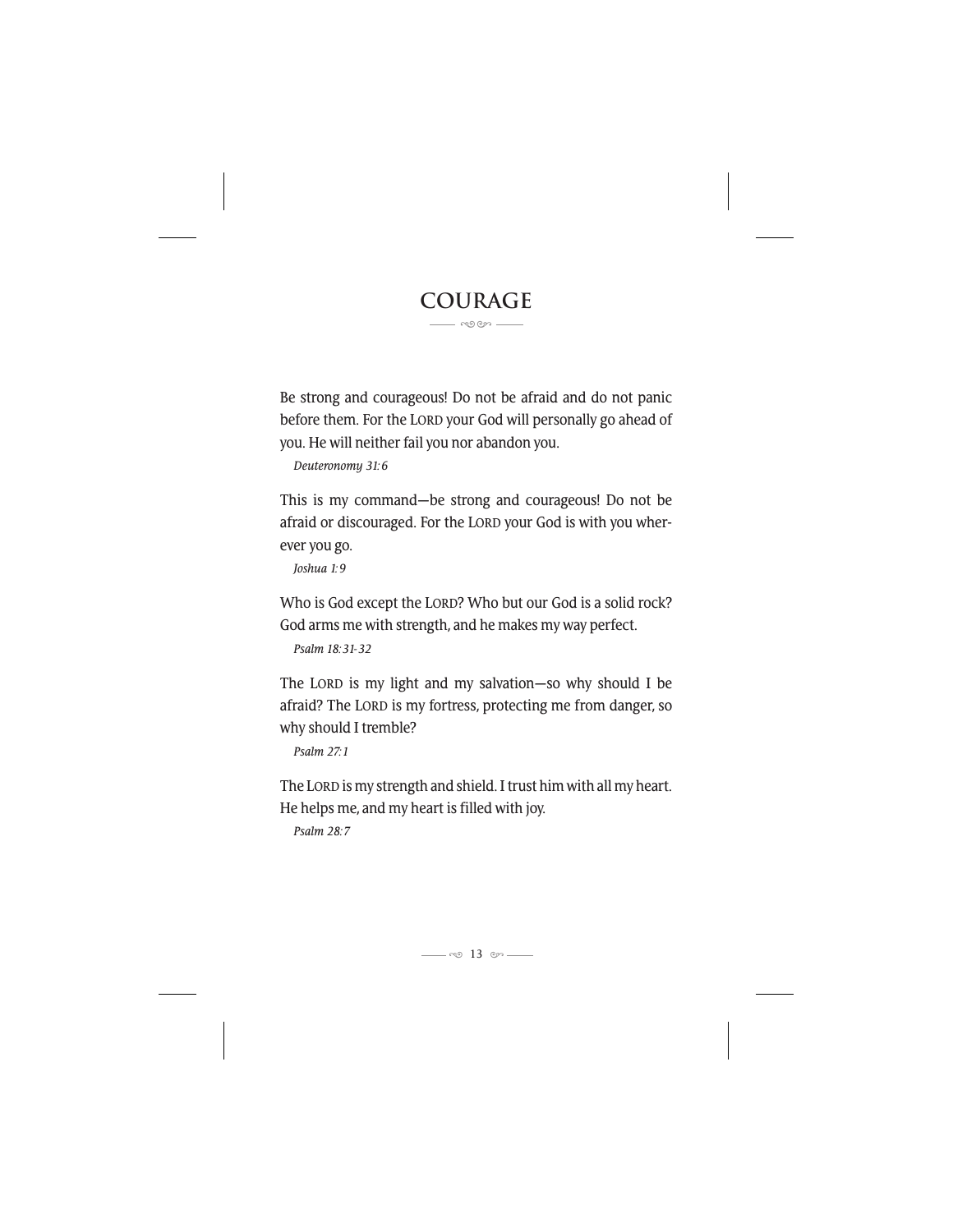# COURAGE

Be strong and courageous! Do not be afraid and do not panic before them. For the LORD your God will personally go ahead of you. He will neither fail you nor abandon you.

*Deuteronomy 31:6*

This is my command—be strong and courageous! Do not be afraid or discouraged. For the LORD your God is with you wherever you go.

*Joshua 1:9*

Who is God except the LORD? Who but our God is a solid rock? God arms me with strength, and he makes my way perfect.

*Psalm 18:31-32*

The LORD is my light and my salvation—so why should I be afraid? The LORD is my fortress, protecting me from danger, so why should I tremble?

*Psalm 27:1*

The LORD is my strength and shield. I trust him with all my heart. He helps me, and my heart is filled with joy.

*Psalm 28:7*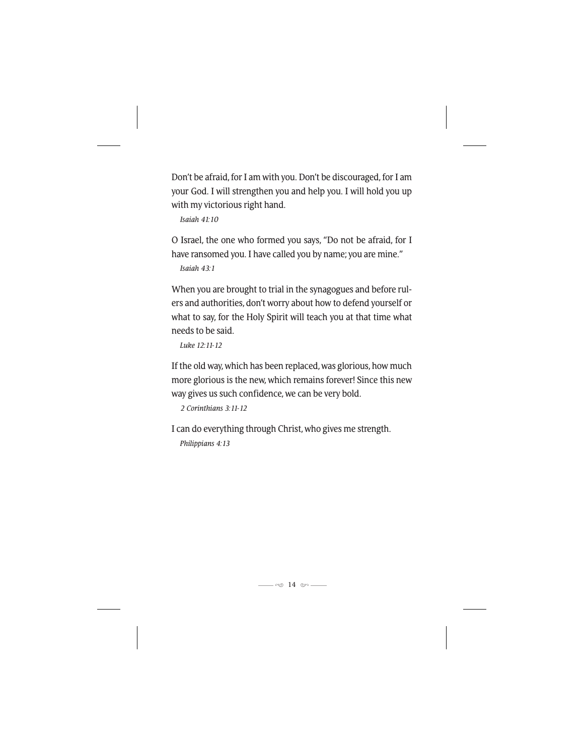Don't be afraid, for I am with you. Don't be discouraged, for I am your God. I will strengthen you and help you. I will hold you up with my victorious right hand.

*Isaiah 41:10*

O Israel, the one who formed you says, "Do not be afraid, for I have ransomed you. I have called you by name; you are mine."

*Isaiah 43:1*

When you are brought to trial in the synagogues and before rulers and authorities, don't worry about how to defend yourself or what to say, for the Holy Spirit will teach you at that time what needs to be said.

*Luke 12:11-12*

If the old way, which has been replaced, was glorious, how much more glorious is the new, which remains forever! Since this new way gives us such confidence, we can be very bold.

*2 Corinthians 3:11-12*

I can do everything through Christ, who gives me strength.

*Philippians 4:13*